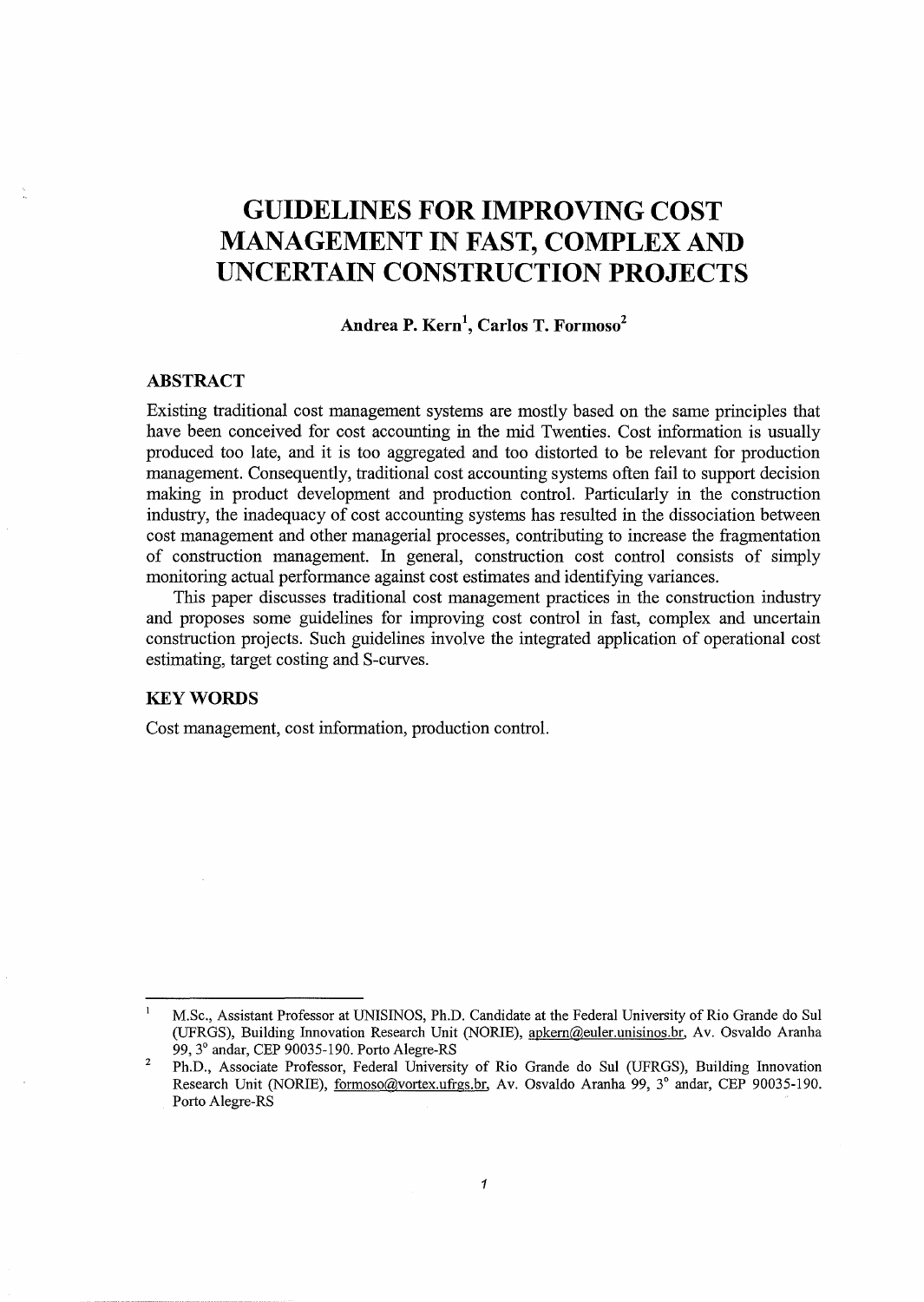# GUIDELINES FOR IMPROVING COST MANAGEMENT IN FAST, COMPLEX AND UNCERTAIN CONSTRUCTION PROJECTS

**Andrea P. Kern[1], Carlos T. Formoso[2]**

## ABSTRACT

Existing traditional cost management systems are mostly based on the same principles that have been conceived for cost accounting in the mid Twenties. Cost information is usually produced too late, and it is too aggregated and too distorted to be relevant for production management. Consequently, traditional cost accounting systems often fail to support decision making in product development and production control. Particularly in the construction industry, the inadequacy of cost accounting systems has resulted in the dissociation between cost management and other managerial processes, contributing to increase the fragmentation of construction management. In general, construction cost control consists of simply monitoring actual performance against cost estimates and identifying variances.

This paper discusses traditional cost management practices in the construction industry and proposes some guidelines for improving cost control in fast, complex and uncertain construction projects. Such guidelines involve the integrated application of operational cost estimating, target costing and S-curves.

## KEY WORDS

Cost management, cost information, production control.

---

[1] M.Sc., Assistant Professor at UNISINOS, Ph.D. Candidate at the Federal University of Rio Grande do Sul (UFRGS), Building Innovation Research Unit (NORIE), apkern@euler.unisinos.br, Av. Osvaldo Aranha 99, 3° andar, CEP 90035-190. Porto Alegre-RS

[2] Ph.D., Associate Professor, Federal University of Rio Grande do Sul (UFRGS), Building Innovation Research Unit (NORIE), formoso@vortex.ufrgs.br, Av. Osvaldo Aranha 99, 3° andar, CEP 90035-190. Porto Alegre-RS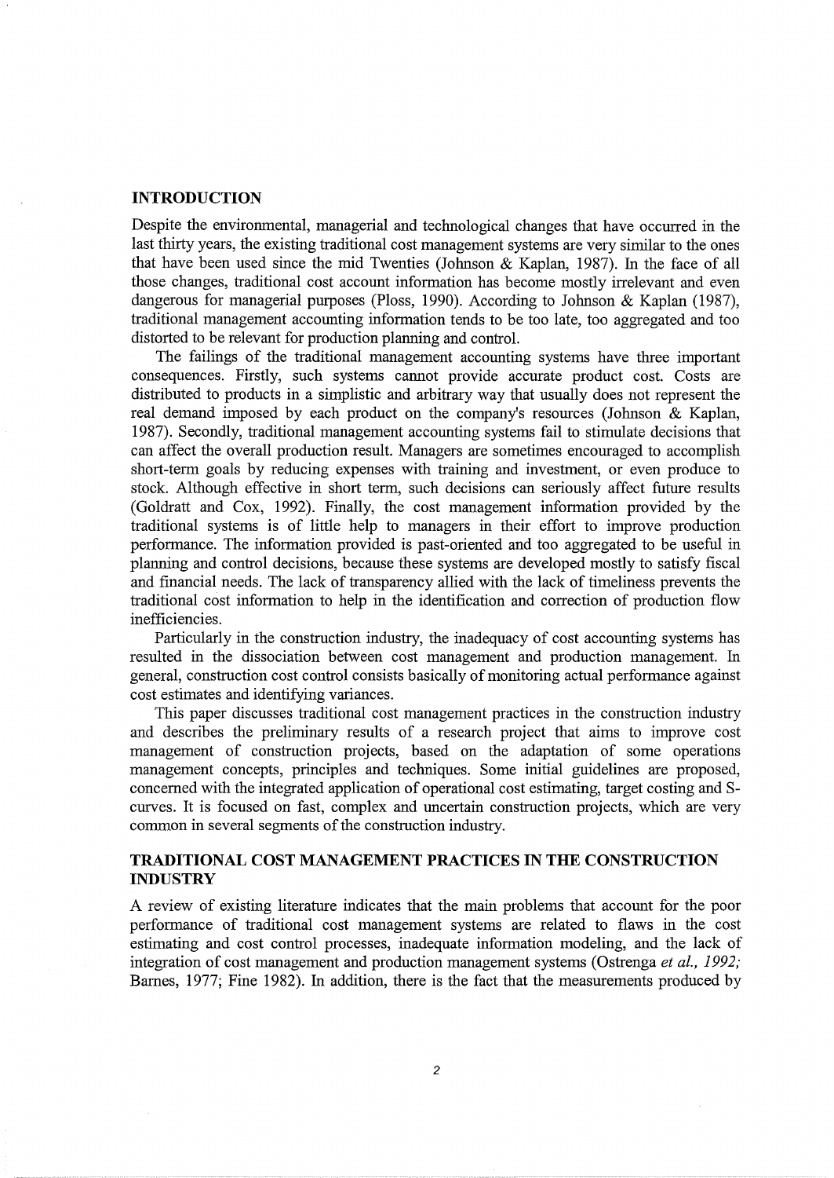## INTRODUCTION

Despite the environmental, managerial and technological changes that have occurred in the last thirty years, the existing traditional cost management systems are very similar to the ones that have been used since the mid Twenties (Johnson & Kaplan, 1987). In the face of all those changes, traditional cost account information has become mostly irrelevant and even dangerous for managerial purposes (Ploss, 1990). According to Johnson & Kaplan (1987), traditional management accounting information tends to be too late, too aggregated and too distorted to be relevant for production planning and control.

The failings of the traditional management accounting systems have three important consequences. Firstly, such systems cannot provide accurate product cost. Costs are distributed to products in a simplistic and arbitrary way that usually does not represent the real demand imposed by each product on the company's resources (Johnson & Kaplan, 1987). Secondly, traditional management accounting systems fail to stimulate decisions that can affect the overall production result. Managers are sometimes encouraged to accomplish short-term goals by reducing expenses with training and investment, or even produce to stock. Although effective in short term, such decisions can seriously affect future results (Goldratt and Cox, 1992). Finally, the cost management information provided by the traditional systems is of little help to managers in their effort to improve production performance. The information provided is past-oriented and too aggregated to be useful in planning and control decisions, because these systems are developed mostly to satisfy fiscal and financial needs. The lack of transparency allied with the lack of timeliness prevents the traditional cost information to help in the identification and correction of production flow inefficiencies.

Particularly in the construction industry, the inadequacy of cost accounting systems has resulted in the dissociation between cost management and production management. In general, construction cost control consists basically of monitoring actual performance against cost estimates and identifying variances.

This paper discusses traditional cost management practices in the construction industry and describes the preliminary results of a research project that aims to improve cost management of construction projects, based on the adaptation of some operations management concepts, principles and techniques. Some initial guidelines are proposed, concerned with the integrated application of operational cost estimating, target costing and S-curves. It is focused on fast, complex and uncertain construction projects, which are very common in several segments of the construction industry.

## TRADITIONAL COST MANAGEMENT PRACTICES IN THE CONSTRUCTION INDUSTRY

A review of existing literature indicates that the main problems that account for the poor performance of traditional cost management systems are related to flaws in the cost estimating and cost control processes, inadequate information modeling, and the lack of integration of cost management and production management systems (Ostrenga *et al., 1992;* Barnes, 1977; Fine 1982). In addition, there is the fact that the measurements produced by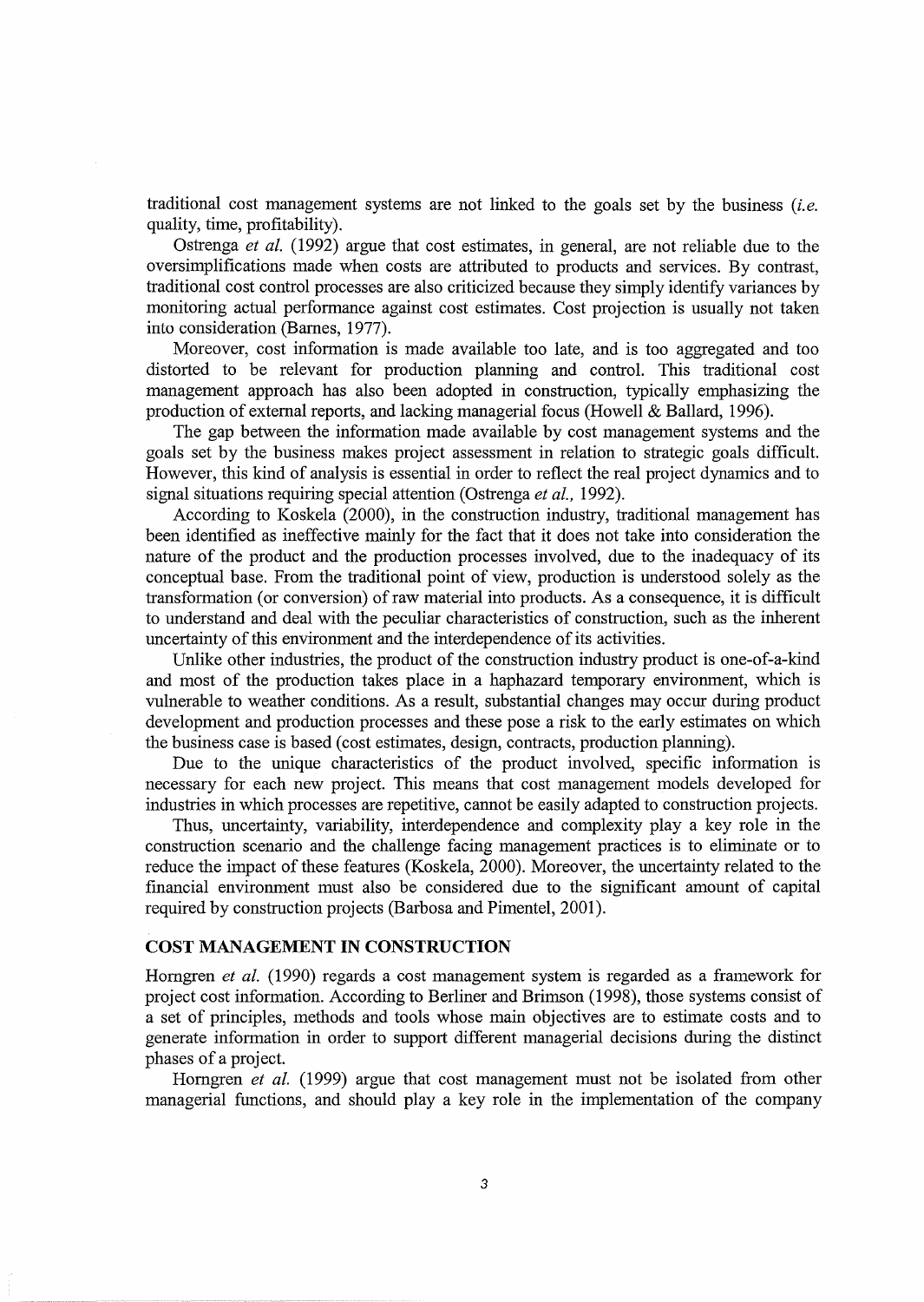traditional cost management systems are not linked to the goals set by the business (*i.e.* quality, time, profitability).

Ostrenga *et al.* (1992) argue that cost estimates, in general, are not reliable due to the oversimplifications made when costs are attributed to products and services. By contrast, traditional cost control processes are also criticized because they simply identify variances by monitoring actual performance against cost estimates. Cost projection is usually not taken into consideration (Barnes, 1977).

Moreover, cost information is made available too late, and is too aggregated and too distorted to be relevant for production planning and control. This traditional cost management approach has also been adopted in construction, typically emphasizing the production of external reports, and lacking managerial focus (Howell & Ballard, 1996).

The gap between the information made available by cost management systems and the goals set by the business makes project assessment in relation to strategic goals difficult. However, this kind of analysis is essential in order to reflect the real project dynamics and to signal situations requiring special attention (Ostrenga *et al.,* 1992).

According to Koskela (2000), in the construction industry, traditional management has been identified as ineffective mainly for the fact that it does not take into consideration the nature of the product and the production processes involved, due to the inadequacy of its conceptual base. From the traditional point of view, production is understood solely as the transformation (or conversion) of raw material into products. As a consequence, it is difficult to understand and deal with the peculiar characteristics of construction, such as the inherent uncertainty of this environment and the interdependence of its activities.

Unlike other industries, the product of the construction industry product is one-of-a-kind and most of the production takes place in a haphazard temporary environment, which is vulnerable to weather conditions. As a result, substantial changes may occur during product development and production processes and these pose a risk to the early estimates on which the business case is based (cost estimates, design, contracts, production planning).

Due to the unique characteristics of the product involved, specific information is necessary for each new project. This means that cost management models developed for industries in which processes are repetitive, cannot be easily adapted to construction projects.

Thus, uncertainty, variability, interdependence and complexity play a key role in the construction scenario and the challenge facing management practices is to eliminate or to reduce the impact of these features (Koskela, 2000). Moreover, the uncertainty related to the financial environment must also be considered due to the significant amount of capital required by construction projects (Barbosa and Pimentel, 2001).

## COST MANAGEMENT IN CONSTRUCTION

Horngren *et al.* (1990) regards a cost management system is regarded as a framework for project cost information. According to Berliner and Brimson (1998), those systems consist of a set of principles, methods and tools whose main objectives are to estimate costs and to generate information in order to support different managerial decisions during the distinct phases of a project.

Horngren *et al.* (1999) argue that cost management must not be isolated from other managerial functions, and should play a key role in the implementation of the company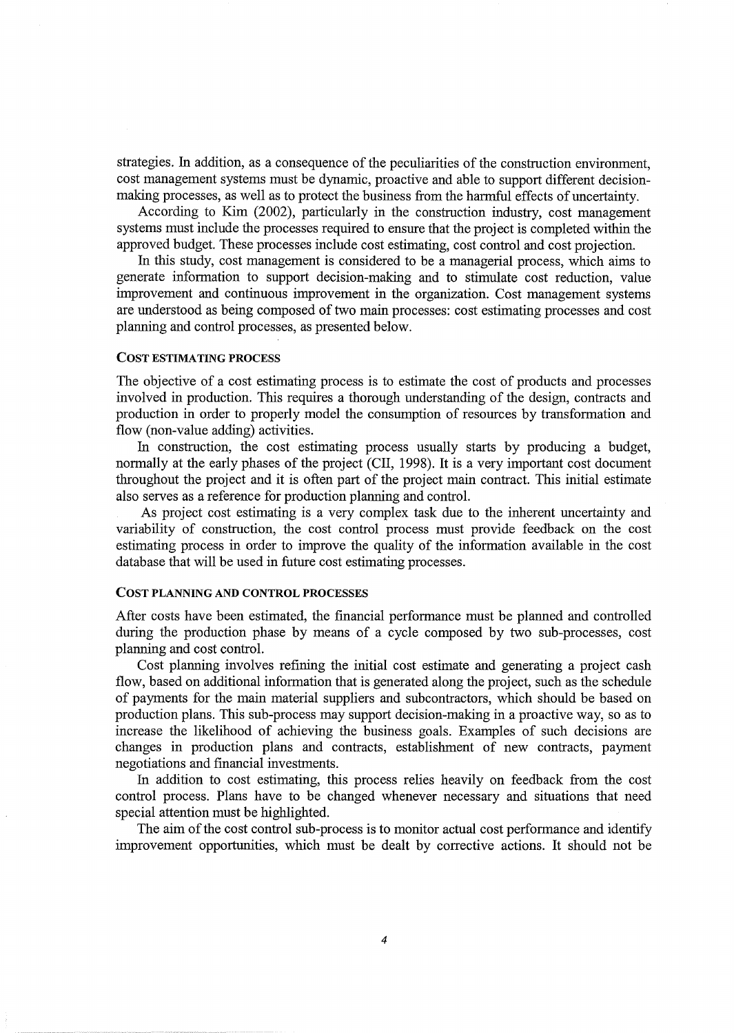strategies. In addition, as a consequence of the peculiarities of the construction environment, cost management systems must be dynamic, proactive and able to support different decision-making processes, as well as to protect the business from the harmful effects of uncertainty.

According to Kim (2002), particularly in the construction industry, cost management systems must include the processes required to ensure that the project is completed within the approved budget. These processes include cost estimating, cost control and cost projection.

In this study, cost management is considered to be a managerial process, which aims to generate information to support decision-making and to stimulate cost reduction, value improvement and continuous improvement in the organization. Cost management systems are understood as being composed of two main processes: cost estimating processes and cost planning and control processes, as presented below.

### COST ESTIMATING PROCESS

The objective of a cost estimating process is to estimate the cost of products and processes involved in production. This requires a thorough understanding of the design, contracts and production in order to properly model the consumption of resources by transformation and flow (non-value adding) activities.

In construction, the cost estimating process usually starts by producing a budget, normally at the early phases of the project (CII, 1998). It is a very important cost document throughout the project and it is often part of the project main contract. This initial estimate also serves as a reference for production planning and control.

As project cost estimating is a very complex task due to the inherent uncertainty and variability of construction, the cost control process must provide feedback on the cost estimating process in order to improve the quality of the information available in the cost database that will be used in future cost estimating processes.

### COST PLANNING AND CONTROL PROCESSES

After costs have been estimated, the financial performance must be planned and controlled during the production phase by means of a cycle composed by two sub-processes, cost planning and cost control.

Cost planning involves refining the initial cost estimate and generating a project cash flow, based on additional information that is generated along the project, such as the schedule of payments for the main material suppliers and subcontractors, which should be based on production plans. This sub-process may support decision-making in a proactive way, so as to increase the likelihood of achieving the business goals. Examples of such decisions are changes in production plans and contracts, establishment of new contracts, payment negotiations and financial investments.

In addition to cost estimating, this process relies heavily on feedback from the cost control process. Plans have to be changed whenever necessary and situations that need special attention must be highlighted.

The aim of the cost control sub-process is to monitor actual cost performance and identify improvement opportunities, which must be dealt by corrective actions. It should not be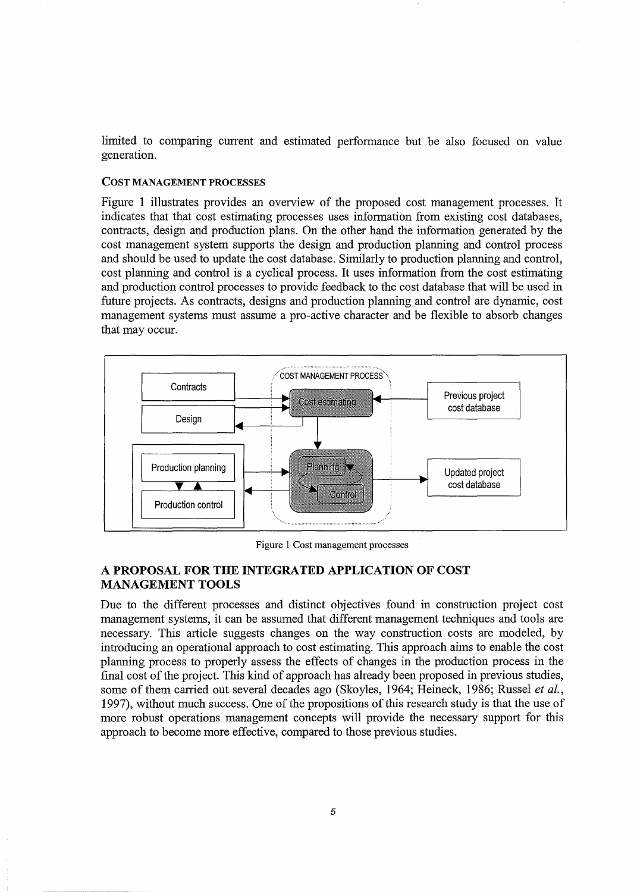limited to comparing current and estimated performance but be also focused on value generation.

### COST MANAGEMENT PROCESSES

Figure 1 illustrates provides an overview of the proposed cost management processes. It indicates that that cost estimating processes uses information from existing cost databases, contracts, design and production plans. On the other hand the information generated by the cost management system supports the design and production planning and control process and should be used to update the cost database. Similarly to production planning and control, cost planning and control is a cyclical process. It uses information from the cost estimating and production control processes to provide feedback to the cost database that will be used in future projects. As contracts, designs and production planning and control are dynamic, cost management systems must assume a pro-active character and be flexible to absorb changes that may occur.

Figure 1 Cost management processes

## A PROPOSAL FOR THE INTEGRATED APPLICATION OF COST MANAGEMENT TOOLS

Due to the different processes and distinct objectives found in construction project cost management systems, it can be assumed that different management techniques and tools are necessary. This article suggests changes on the way construction costs are modeled, by introducing an operational approach to cost estimating. This approach aims to enable the cost planning process to properly assess the effects of changes in the production process in the final cost of the project. This kind of approach has already been proposed in previous studies, some of them carried out several decades ago (Skoyles, 1964; Heineck, 1986; Russel *et al.*, 1997), without much success. One of the propositions of this research study is that the use of more robust operations management concepts will provide the necessary support for this approach to become more effective, compared to those previous studies.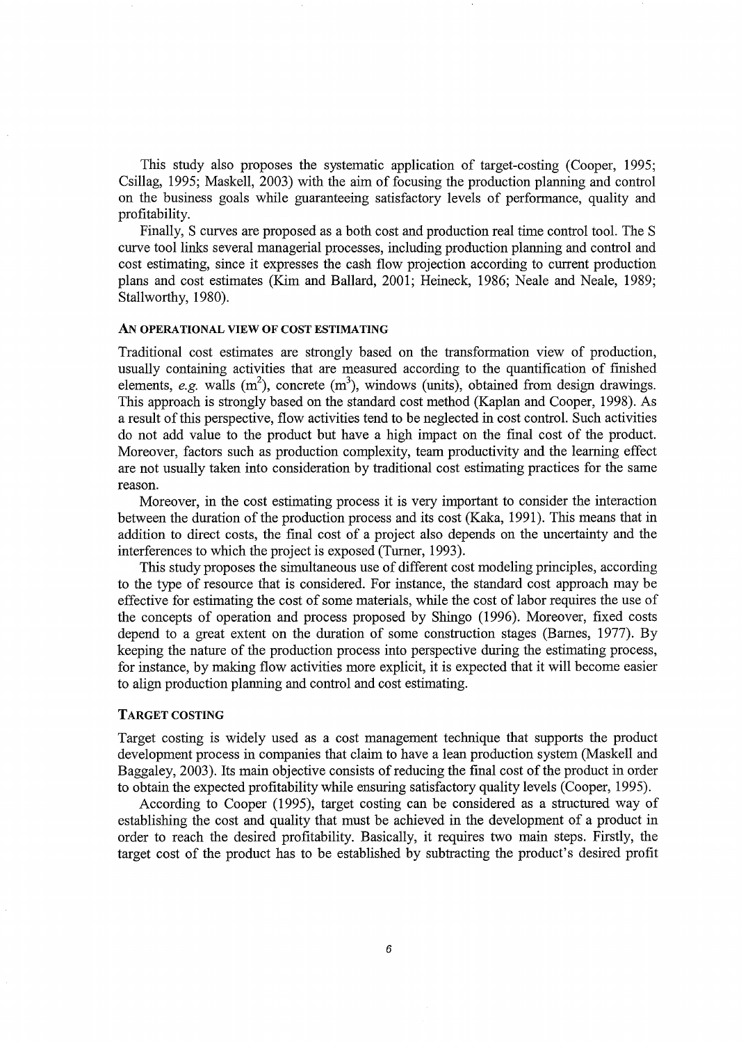This study also proposes the systematic application of target-costing (Cooper, 1995; Csillag, 1995; Maskell, 2003) with the aim of focusing the production planning and control on the business goals while guaranteeing satisfactory levels of performance, quality and profitability.

Finally, S curves are proposed as a both cost and production real time control tool. The S curve tool links several managerial processes, including production planning and control and cost estimating, since it expresses the cash flow projection according to current production plans and cost estimates (Kim and Ballard, 2001; Heineck, 1986; Neale and Neale, 1989; Stallworthy, 1980).

## AN OPERATIONAL VIEW OF COST ESTIMATING

Traditional cost estimates are strongly based on the transformation view of production, usually containing activities that are measured according to the quantification of finished elements, *e.g.* walls ($m^2$), concrete ($m^3$), windows (units), obtained from design drawings. This approach is strongly based on the standard cost method (Kaplan and Cooper, 1998). As a result of this perspective, flow activities tend to be neglected in cost control. Such activities do not add value to the product but have a high impact on the final cost of the product. Moreover, factors such as production complexity, team productivity and the learning effect are not usually taken into consideration by traditional cost estimating practices for the same reason.

Moreover, in the cost estimating process it is very important to consider the interaction between the duration of the production process and its cost (Kaka, 1991). This means that in addition to direct costs, the final cost of a project also depends on the uncertainty and the interferences to which the project is exposed (Turner, 1993).

This study proposes the simultaneous use of different cost modeling principles, according to the type of resource that is considered. For instance, the standard cost approach may be effective for estimating the cost of some materials, while the cost of labor requires the use of the concepts of operation and process proposed by Shingo (1996). Moreover, fixed costs depend to a great extent on the duration of some construction stages (Barnes, 1977). By keeping the nature of the production process into perspective during the estimating process, for instance, by making flow activities more explicit, it is expected that it will become easier to align production planning and control and cost estimating.

## TARGET COSTING

Target costing is widely used as a cost management technique that supports the product development process in companies that claim to have a lean production system (Maskell and Baggaley, 2003). Its main objective consists of reducing the final cost of the product in order to obtain the expected profitability while ensuring satisfactory quality levels (Cooper, 1995).

According to Cooper (1995), target costing can be considered as a structured way of establishing the cost and quality that must be achieved in the development of a product in order to reach the desired profitability. Basically, it requires two main steps. Firstly, the target cost of the product has to be established by subtracting the product's desired profit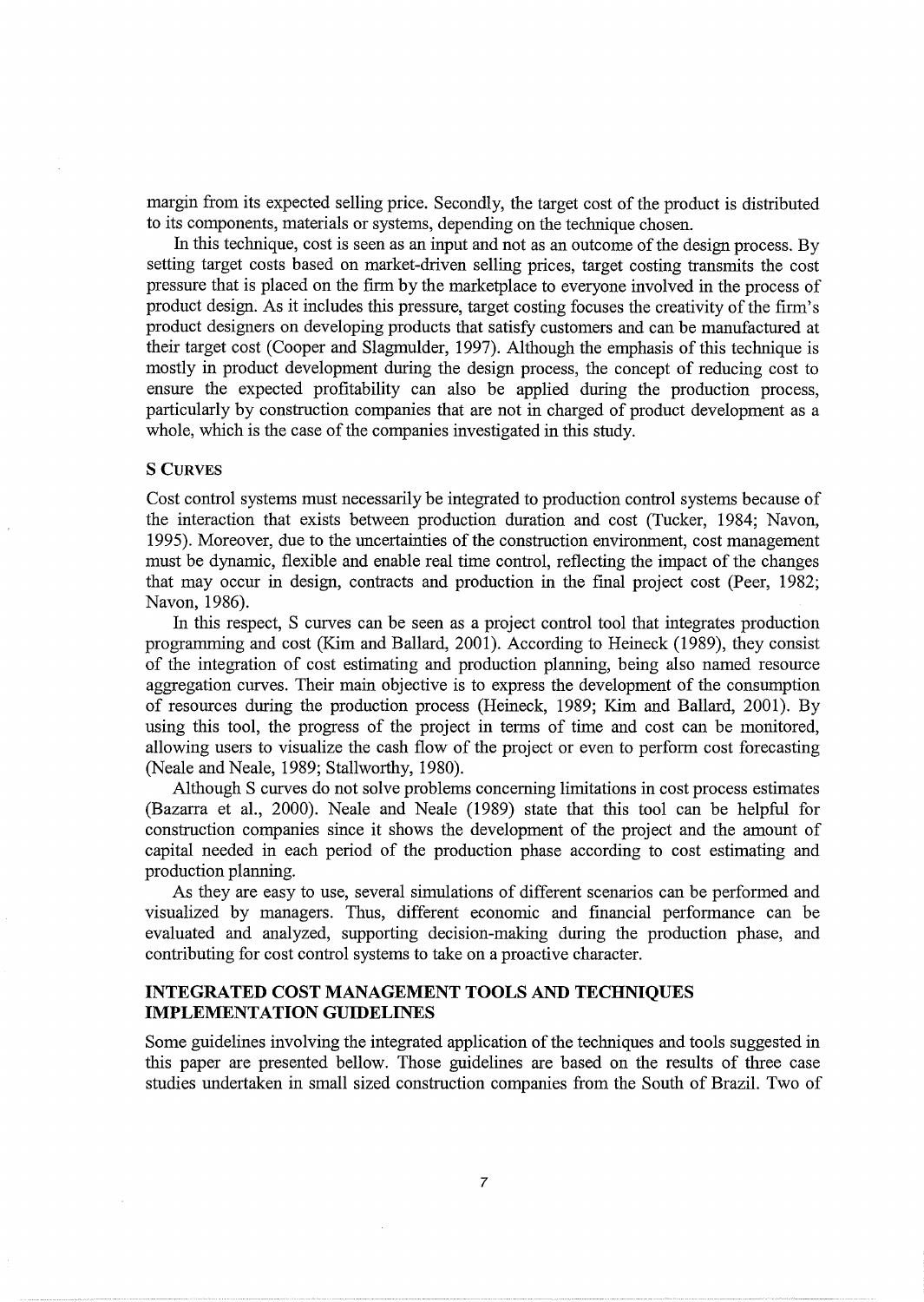margin from its expected selling price. Secondly, the target cost of the product is distributed to its components, materials or systems, depending on the technique chosen.

In this technique, cost is seen as an input and not as an outcome of the design process. By setting target costs based on market-driven selling prices, target costing transmits the cost pressure that is placed on the firm by the marketplace to everyone involved in the process of product design. As it includes this pressure, target costing focuses the creativity of the firm's product designers on developing products that satisfy customers and can be manufactured at their target cost (Cooper and Slagmulder, 1997). Although the emphasis of this technique is mostly in product development during the design process, the concept of reducing cost to ensure the expected profitability can also be applied during the production process, particularly by construction companies that are not in charged of product development as a whole, which is the case of the companies investigated in this study.

### S CURVES

Cost control systems must necessarily be integrated to production control systems because of the interaction that exists between production duration and cost (Tucker, 1984; Navon, 1995). Moreover, due to the uncertainties of the construction environment, cost management must be dynamic, flexible and enable real time control, reflecting the impact of the changes that may occur in design, contracts and production in the final project cost (Peer, 1982; Navon, 1986).

In this respect, S curves can be seen as a project control tool that integrates production programming and cost (Kim and Ballard, 2001). According to Heineck (1989), they consist of the integration of cost estimating and production planning, being also named resource aggregation curves. Their main objective is to express the development of the consumption of resources during the production process (Heineck, 1989; Kim and Ballard, 2001). By using this tool, the progress of the project in terms of time and cost can be monitored, allowing users to visualize the cash flow of the project or even to perform cost forecasting (Neale and Neale, 1989; Stallworthy, 1980).

Although S curves do not solve problems concerning limitations in cost process estimates (Bazarra et al., 2000). Neale and Neale (1989) state that this tool can be helpful for construction companies since it shows the development of the project and the amount of capital needed in each period of the production phase according to cost estimating and production planning.

As they are easy to use, several simulations of different scenarios can be performed and visualized by managers. Thus, different economic and financial performance can be evaluated and analyzed, supporting decision-making during the production phase, and contributing for cost control systems to take on a proactive character.

## INTEGRATED COST MANAGEMENT TOOLS AND TECHNIQUES IMPLEMENTATION GUIDELINES

Some guidelines involving the integrated application of the techniques and tools suggested in this paper are presented bellow. Those guidelines are based on the results of three case studies undertaken in small sized construction companies from the South of Brazil. Two of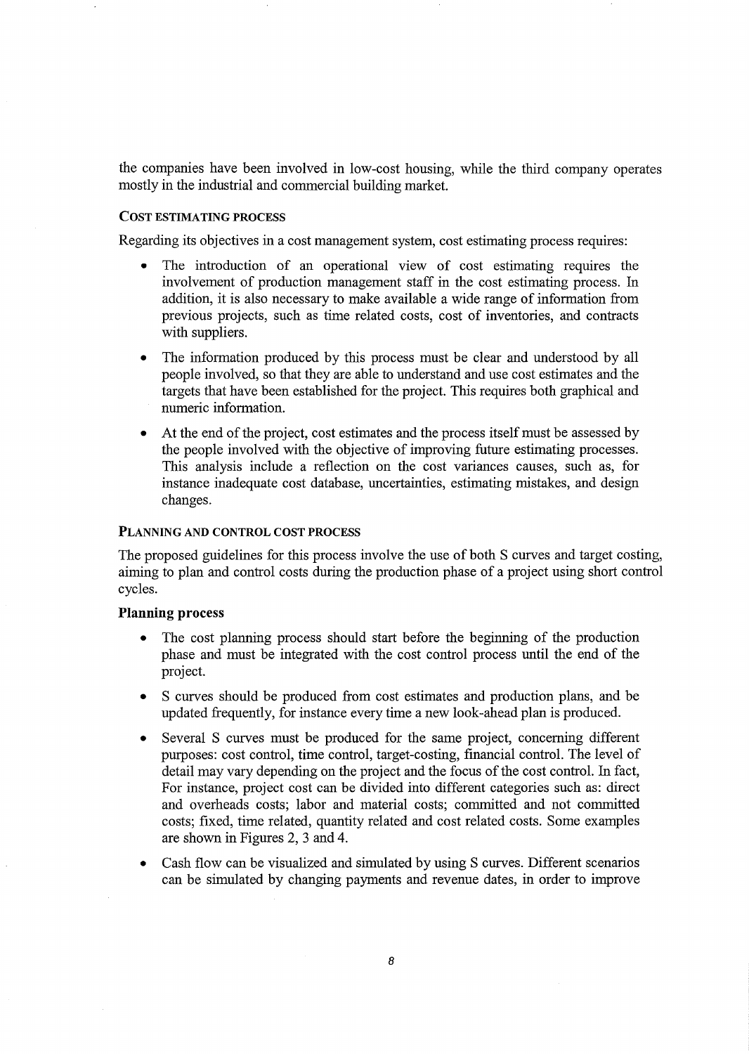the companies have been involved in low-cost housing, while the third company operates mostly in the industrial and commercial building market.

### COST ESTIMATING PROCESS

Regarding its objectives in a cost management system, cost estimating process requires:

- The introduction of an operational view of cost estimating requires the involvement of production management staff in the cost estimating process. In addition, it is also necessary to make available a wide range of information from previous projects, such as time related costs, cost of inventories, and contracts with suppliers.
- The information produced by this process must be clear and understood by all people involved, so that they are able to understand and use cost estimates and the targets that have been established for the project. This requires both graphical and numeric information.
- At the end of the project, cost estimates and the process itself must be assessed by the people involved with the objective of improving future estimating processes. This analysis include a reflection on the cost variances causes, such as, for instance inadequate cost database, uncertainties, estimating mistakes, and design changes.

### PLANNING AND CONTROL COST PROCESS

The proposed guidelines for this process involve the use of both S curves and target costing, aiming to plan and control costs during the production phase of a project using short control cycles.

#### Planning process

- The cost planning process should start before the beginning of the production phase and must be integrated with the cost control process until the end of the project.
- S curves should be produced from cost estimates and production plans, and be updated frequently, for instance every time a new look-ahead plan is produced.
- Several S curves must be produced for the same project, concerning different purposes: cost control, time control, target-costing, financial control. The level of detail may vary depending on the project and the focus of the cost control. In fact, For instance, project cost can be divided into different categories such as: direct and overheads costs; labor and material costs; committed and not committed costs; fixed, time related, quantity related and cost related costs. Some examples are shown in Figures 2, 3 and 4.
- Cash flow can be visualized and simulated by using S curves. Different scenarios can be simulated by changing payments and revenue dates, in order to improve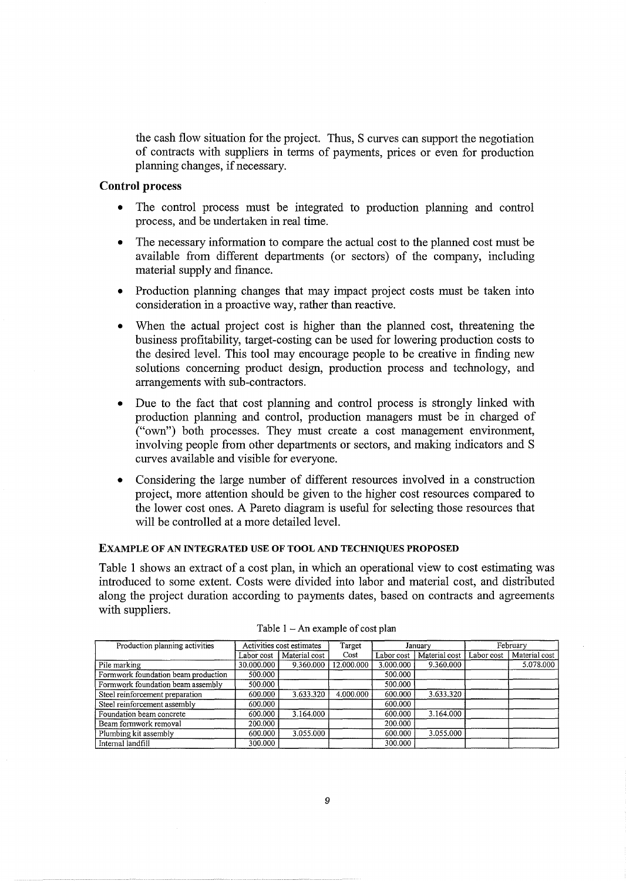the cash flow situation for the project. Thus, S curves can support the negotiation of contracts with suppliers in terms of payments, prices or even for production planning changes, if necessary.

### Control process

- The control process must be integrated to production planning and control process, and be undertaken in real time.
- The necessary information to compare the actual cost to the planned cost must be available from different departments (or sectors) of the company, including material supply and finance.
- Production planning changes that may impact project costs must be taken into consideration in a proactive way, rather than reactive.
- When the actual project cost is higher than the planned cost, threatening the business profitability, target-costing can be used for lowering production costs to the desired level. This tool may encourage people to be creative in finding new solutions concerning product design, production process and technology, and arrangements with sub-contractors.
- Due to the fact that cost planning and control process is strongly linked with production planning and control, production managers must be in charged of ("own") both processes. They must create a cost management environment, involving people from other departments or sectors, and making indicators and S curves available and visible for everyone.
- Considering the large number of different resources involved in a construction project, more attention should be given to the higher cost resources compared to the lower cost ones. A Pareto diagram is useful for selecting those resources that will be controlled at a more detailed level.

## EXAMPLE OF AN INTEGRATED USE OF TOOL AND TECHNIQUES PROPOSED

Table 1 shows an extract of a cost plan, in which an operational view to cost estimating was introduced to some extent. Costs were divided into labor and material cost, and distributed along the project duration according to payments dates, based on contracts and agreements with suppliers.

Table 1 – An example of cost plan

| Production planning activities | Activities cost estimates | | Target Cost | January | | February | |
|---|---|---|---|---|---|---|---|
| | Labor cost | Material cost | | Labor cost | Material cost | Labor cost | Material cost |
| Pile marking | 30.000.000 | 9.360.000 | 12.000.000 | 3.000.000 | 9.360.000 | | 5.078.000 |
| Formwork foundation beam production | 500.000 | | | 500.000 | | | |
| Formwork foundation beam assembly | 500.000 | | | 500.000 | | | |
| Steel reinforcement preparation | 600.000 | 3.633.320 | 4.000.000 | 600.000 | 3.633.320 | | |
| Steel reinforcement assembly | 600.000 | | | 600.000 | | | |
| Foundation beam concrete | 600.000 | 3.164.000 | | 600.000 | 3.164.000 | | |
| Beam formwork removal | 200.000 | | | 200.000 | | | |
| Plumbing kit assembly | 600.000 | 3.055.000 | | 600.000 | 3.055.000 | | |
| Internal landfill | 300.000 | | | 300.000 | | | |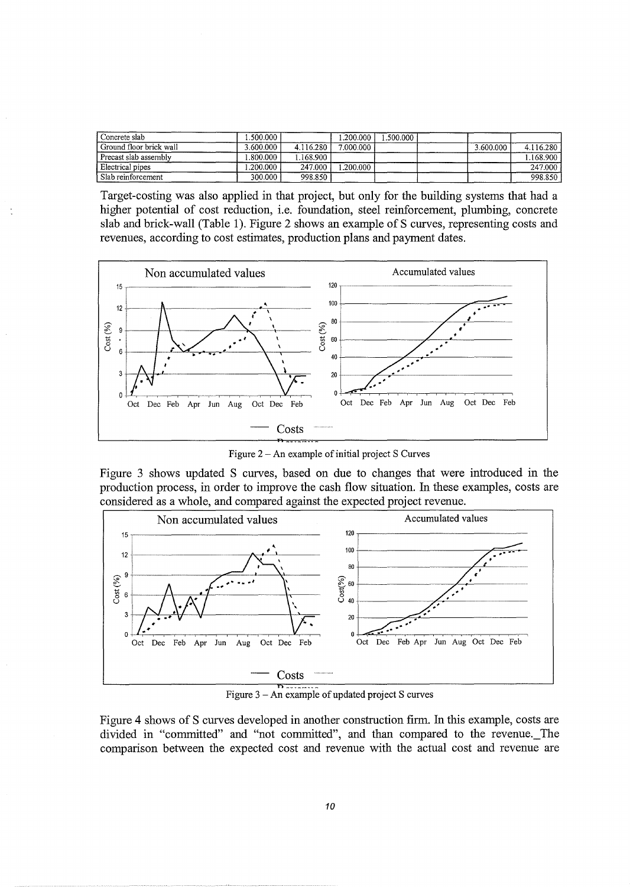| | | | | | | | |
|---|---|---|---|---|---|---|---|
| Concrete slab | 1.500.000 | | 1.200.000 | 1.500.000 | | | |
| Ground floor brick wall | 3.600.000 | 4.116.280 | 7.000.000 | | | 3.600.000 | 4.116.280 |
| Precast slab assembly | 1.800.000 | 1.168.900 | | | | | 1.168.900 |
| Electrical pipes | 1.200.000 | 247.000 | 1.200.000 | | | | 247.000 |
| Slab reinforcement | 300.000 | 998.850 | | | | | 998.850 |

Target-costing was also applied in that project, but only for the building systems that had a higher potential of cost reduction, i.e. foundation, steel reinforcement, plumbing, concrete slab and brick-wall (Table 1). Figure 2 shows an example of S curves, representing costs and revenues, according to cost estimates, production plans and payment dates.

Figure 2 – An example of initial project S Curves

Figure 3 shows updated S curves, based on due to changes that were introduced in the production process, in order to improve the cash flow situation. In these examples, costs are considered as a whole, and compared against the expected project revenue.

Figure 3 – An example of updated project S curves

Figure 4 shows of S curves developed in another construction firm. In this example, costs are divided in "committed" and "not committed", and than compared to the revenue. The comparison between the expected cost and revenue with the actual cost and revenue are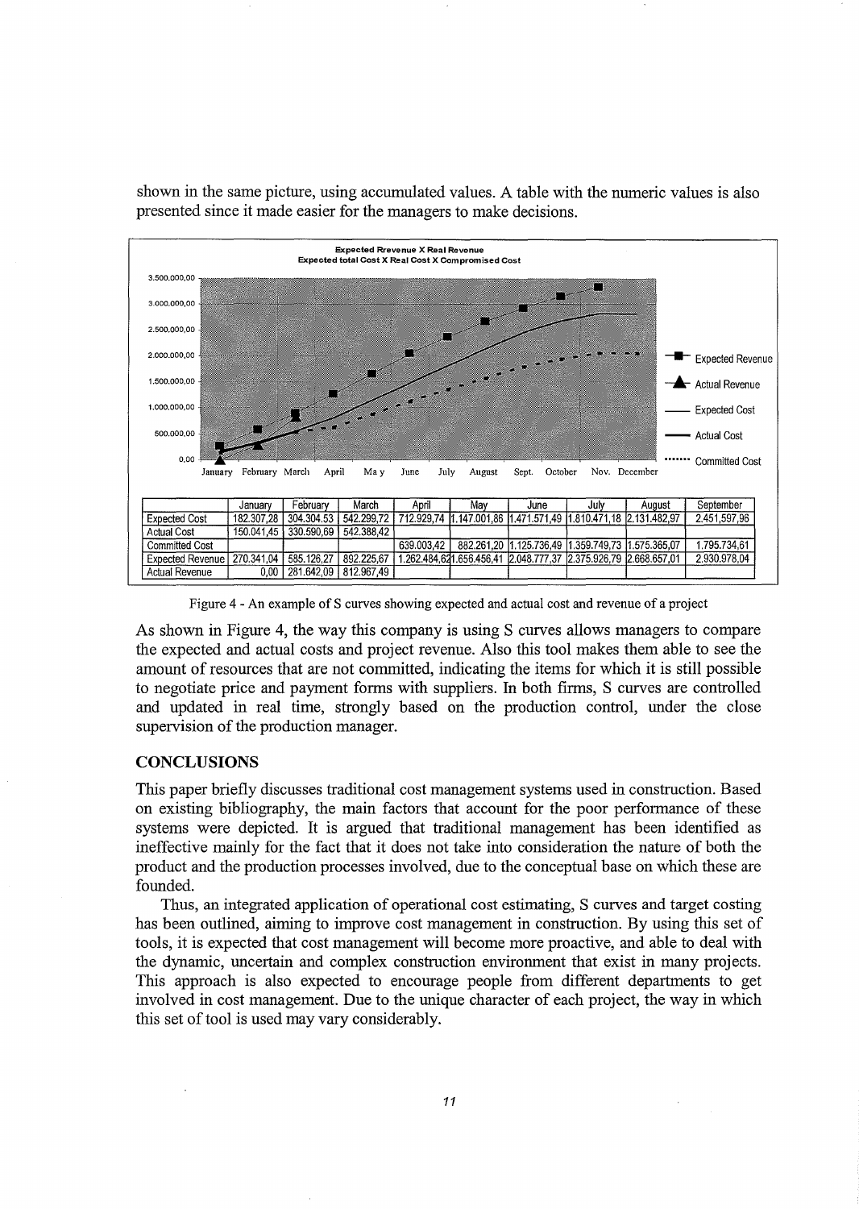shown in the same picture, using accumulated values. A table with the numeric values is also presented since it made easier for the managers to make decisions.

| | January | February | March | April | May | June | July | August | September |
|---|---|---|---|---|---|---|---|---|---|
| Expected Cost | 182.307,28 | 304.304,53 | 542.299,72 | 712.929,74 | 1.147.001,86 | 1.471.571,49 | 1.810.471,18 | 2.131.482,97 | 2.451.597,96 |
| Actual Cost | 150.041,45 | 330.590,69 | 542.388,42 | | | | | | |
| Committed Cost | | | | 639.003,42 | 882.261,20 | 1.125.736,49 | 1.359.749,73 | 1.575.365,07 | 1.795.734,61 |
| Expected Revenue | 270.341,04 | 585.126,27 | 892.225,67 | 1.262.484,62 | 1.656.456,41 | 2.048.777,37 | 2.375.926,79 | 2.668.657,01 | 2.930.978,04 |
| Actual Revenue | 0,00 | 281.642,09 | 812.967,49 | | | | | | |

Figure 4 - An example of S curves showing expected and actual cost and revenue of a project

As shown in Figure 4, the way this company is using S curves allows managers to compare the expected and actual costs and project revenue. Also this tool makes them able to see the amount of resources that are not committed, indicating the items for which it is still possible to negotiate price and payment forms with suppliers. In both firms, S curves are controlled and updated in real time, strongly based on the production control, under the close supervision of the production manager.

## CONCLUSIONS

This paper briefly discusses traditional cost management systems used in construction. Based on existing bibliography, the main factors that account for the poor performance of these systems were depicted. It is argued that traditional management has been identified as ineffective mainly for the fact that it does not take into consideration the nature of both the product and the production processes involved, due to the conceptual base on which these are founded.

Thus, an integrated application of operational cost estimating, S curves and target costing has been outlined, aiming to improve cost management in construction. By using this set of tools, it is expected that cost management will become more proactive, and able to deal with the dynamic, uncertain and complex construction environment that exist in many projects. This approach is also expected to encourage people from different departments to get involved in cost management. Due to the unique character of each project, the way in which this set of tool is used may vary considerably.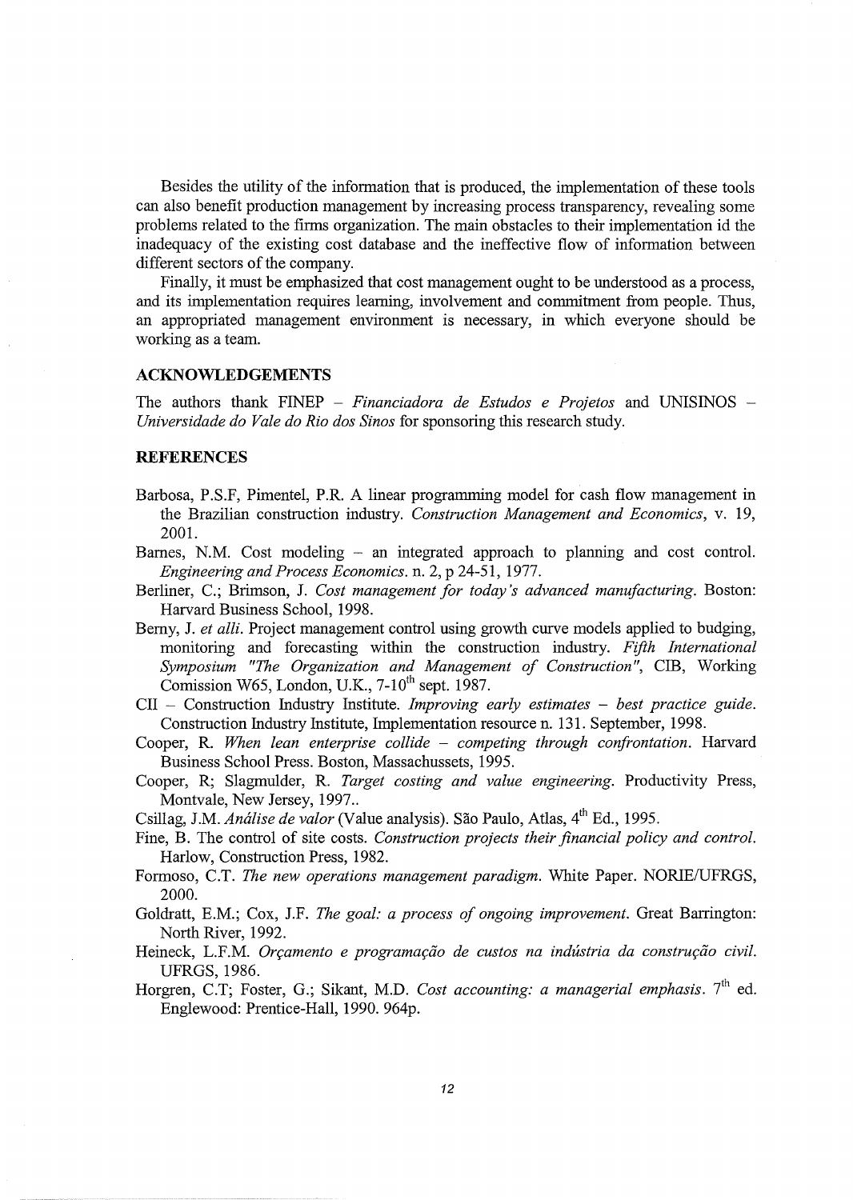Besides the utility of the information that is produced, the implementation of these tools can also benefit production management by increasing process transparency, revealing some problems related to the firms organization. The main obstacles to their implementation id the inadequacy of the existing cost database and the ineffective flow of information between different sectors of the company.

Finally, it must be emphasized that cost management ought to be understood as a process, and its implementation requires learning, involvement and commitment from people. Thus, an appropriated management environment is necessary, in which everyone should be working as a team.

## ACKNOWLEDGEMENTS

The authors thank FINEP – *Financiadora de Estudos e Projetos* and UNISINOS – *Universidade do Vale do Rio dos Sinos* for sponsoring this research study.

## REFERENCES

Barbosa, P.S.F, Pimentel, P.R. A linear programming model for cash flow management in the Brazilian construction industry. *Construction Management and Economics*, v. 19, 2001.

Barnes, N.M. Cost modeling – an integrated approach to planning and cost control. *Engineering and Process Economics*. n. 2, p 24-51, 1977.

Berliner, C.; Brimson, J. *Cost management for today's advanced manufacturing*. Boston: Harvard Business School, 1998.

Berny, J. *et alli*. Project management control using growth curve models applied to budging, monitoring and forecasting within the construction industry. *Fifth International Symposium "The Organization and Management of Construction"*, CIB, Working Comission W65, London, U.K., 7-10th sept. 1987.

CII – Construction Industry Institute. *Improving early estimates – best practice guide*. Construction Industry Institute, Implementation resource n. 131. September, 1998.

Cooper, R. *When lean enterprise collide – competing through confrontation*. Harvard Business School Press. Boston, Massachussets, 1995.

Cooper, R; Slagmulder, R. *Target costing and value engineering*. Productivity Press, Montvale, New Jersey, 1997..

Csillag, J.M. *Análise de valor* (Value analysis). São Paulo, Atlas, 4th Ed., 1995.

Fine, B. The control of site costs. *Construction projects their financial policy and control*. Harlow, Construction Press, 1982.

Formoso, C.T. *The new operations management paradigm*. White Paper. NORIE/UFRGS, 2000.

Goldratt, E.M.; Cox, J.F. *The goal: a process of ongoing improvement*. Great Barrington: North River, 1992.

Heineck, L.F.M. *Orçamento e programação de custos na indústria da construção civil*. UFRGS, 1986.

Horgren, C.T; Foster, G.; Sikant, M.D. *Cost accounting: a managerial emphasis*. 7th ed. Englewood: Prentice-Hall, 1990. 964p.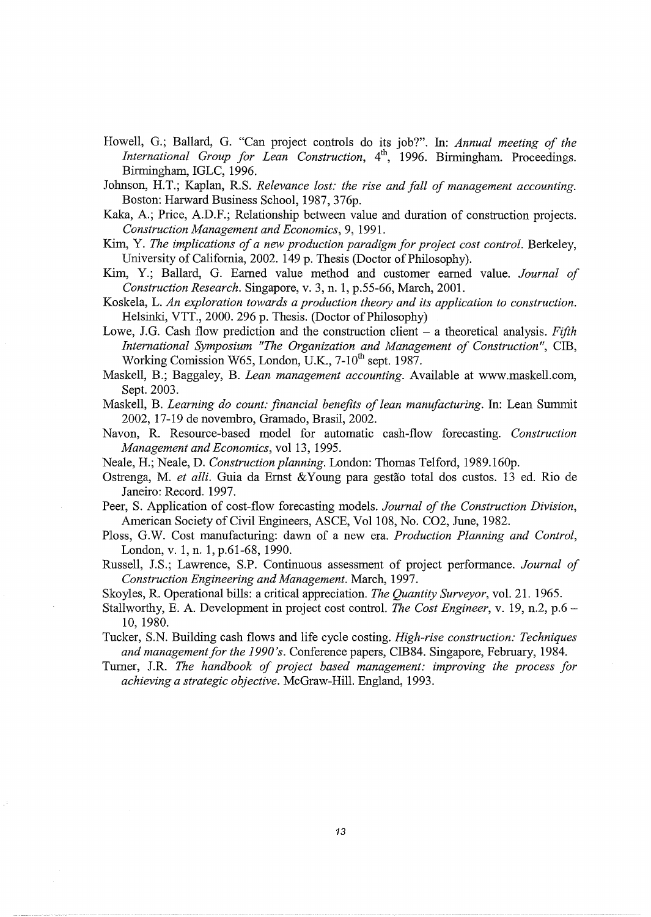Howell, G.; Ballard, G. "Can project controls do its job?". In: *Annual meeting of the International Group for Lean Construction*, 4th, 1996. Birmingham. Proceedings. Birmingham, IGLC, 1996.

Johnson, H.T.; Kaplan, R.S. *Relevance lost: the rise and fall of management accounting*. Boston: Harward Business School, 1987, 376p.

Kaka, A.; Price, A.D.F.; Relationship between value and duration of construction projects. *Construction Management and Economics*, 9, 1991.

Kim, Y. *The implications of a new production paradigm for project cost control*. Berkeley, University of California, 2002. 149 p. Thesis (Doctor of Philosophy).

Kim, Y.; Ballard, G. Earned value method and customer earned value. *Journal of Construction Research*. Singapore, v. 3, n. 1, p.55-66, March, 2001.

Koskela, L. *An exploration towards a production theory and its application to construction*. Helsinki, VTT., 2000. 296 p. Thesis. (Doctor of Philosophy)

Lowe, J.G. Cash flow prediction and the construction client – a theoretical analysis. *Fifth International Symposium "The Organization and Management of Construction"*, CIB, Working Comission W65, London, U.K., 7-10th sept. 1987.

Maskell, B.; Baggaley, B. *Lean management accounting*. Available at www.maskell.com, Sept. 2003.

Maskell, B. *Learning do count: financial benefits of lean manufacturing*. In: Lean Summit 2002, 17-19 de novembro, Gramado, Brasil, 2002.

Navon, R. Resource-based model for automatic cash-flow forecasting. *Construction Management and Economics*, vol 13, 1995.

Neale, H.; Neale, D. *Construction planning*. London: Thomas Telford, 1989.160p.

Ostrenga, M. *et alli*. Guia da Ernst &Young para gestão total dos custos. 13 ed. Rio de Janeiro: Record. 1997.

Peer, S. Application of cost-flow forecasting models. *Journal of the Construction Division*, American Society of Civil Engineers, ASCE, Vol 108, No. CO2, June, 1982.

Ploss, G.W. Cost manufacturing: dawn of a new era. *Production Planning and Control*, London, v. 1, n. 1, p.61-68, 1990.

Russell, J.S.; Lawrence, S.P. Continuous assessment of project performance. *Journal of Construction Engineering and Management*. March, 1997.

Skoyles, R. Operational bills: a critical appreciation. *The Quantity Surveyor*, vol. 21. 1965.

Stallworthy, E. A. Development in project cost control. *The Cost Engineer*, v. 19, n.2, p.6 – 10, 1980.

Tucker, S.N. Building cash flows and life cycle costing. *High-rise construction: Techniques and management for the 1990's*. Conference papers, CIB84. Singapore, February, 1984.

Turner, J.R. *The handbook of project based management: improving the process for achieving a strategic objective*. McGraw-Hill. England, 1993.